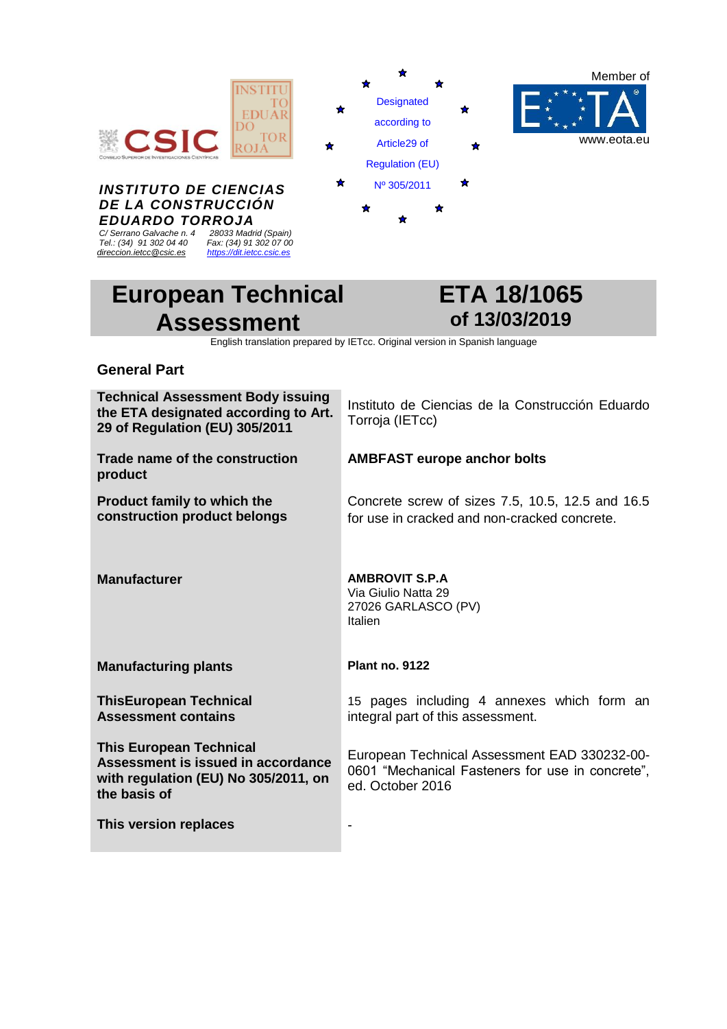**INSTITUTO DE CIENCIAS DE LA CONSTRUCCIÓN EDUARDO TORROJA**

C/ Serrano Galvache n. 4 28033 Madrid (Spain)
Tel.: (34) 91 302 04 40 Fax: (34) 91 302 07 00
direccion.ietcc@csic.es https://dit.ietcc.csic.es

Designated according to Article29 of Regulation (EU) Nº 305/2011

Member of EOTA
www.eota.eu

# European Technical Assessment

# ETA 18/1065 of 13/03/2019

English translation prepared by IETcc. Original version in Spanish language

## General Part

| | |
|---|---|
| **Technical Assessment Body issuing the ETA designated according to Art. 29 of Regulation (EU) 305/2011** | Instituto de Ciencias de la Construcción Eduardo Torroja (IETcc) |
| **Trade name of the construction product** | **AMBFAST europe anchor bolts** |
| **Product family to which the construction product belongs** | Concrete screw of sizes 7.5, 10.5, 12.5 and 16.5 for use in cracked and non-cracked concrete. |
| **Manufacturer** | **AMBROVIT S.P.A**<br>Via Giulio Natta 29<br>27026 GARLASCO (PV)<br>Italien |
| **Manufacturing plants** | **Plant no. 9122** |
| **ThisEuropean Technical Assessment contains** | 15 pages including 4 annexes which form an integral part of this assessment. |
| **This European Technical Assessment is issued in accordance with regulation (EU) No 305/2011, on the basis of** | European Technical Assessment EAD 330232-00-0601 "Mechanical Fasteners for use in concrete", ed. October 2016 |
| **This version replaces** | - |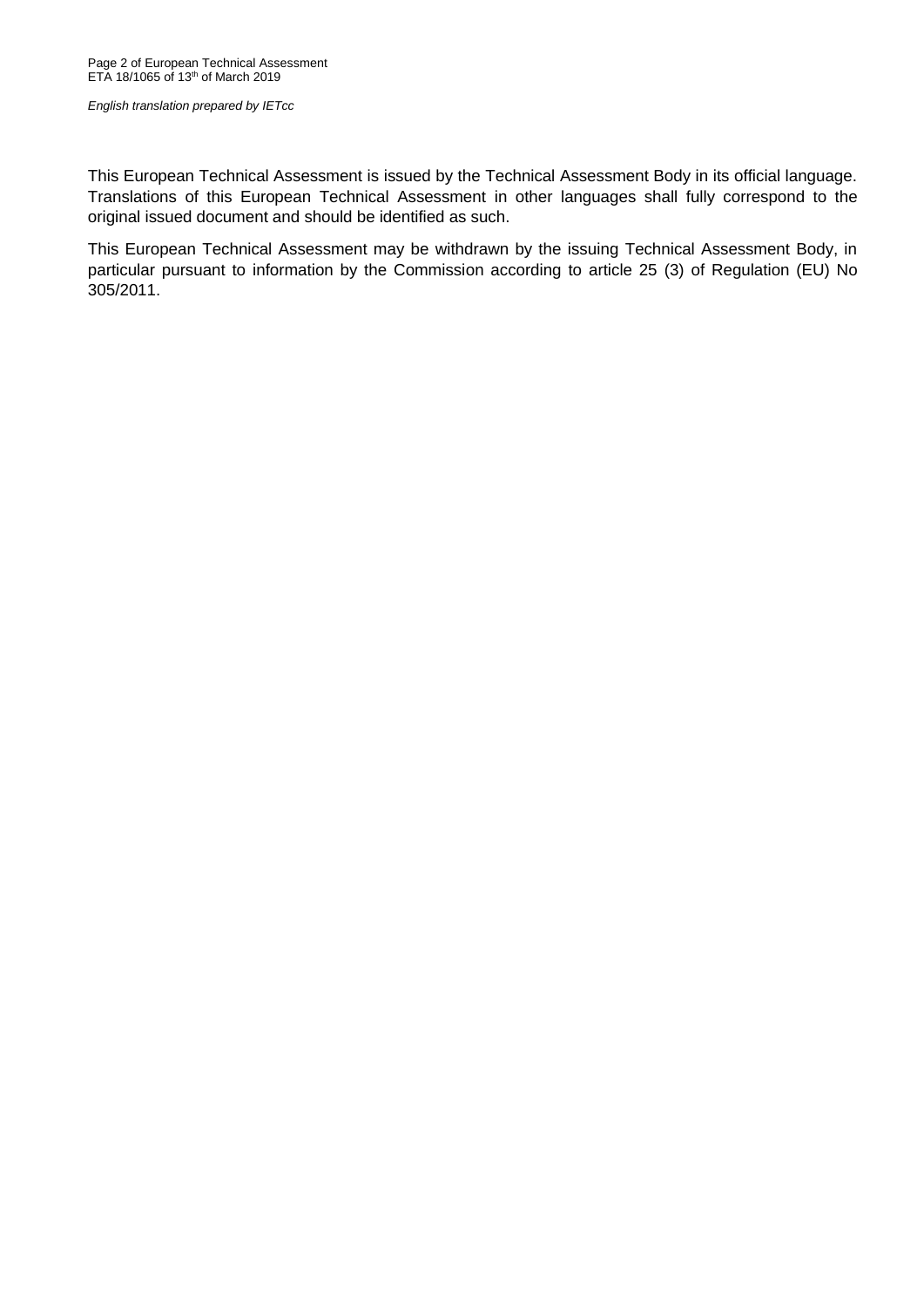*English translation prepared by IETcc*

This European Technical Assessment is issued by the Technical Assessment Body in its official language. Translations of this European Technical Assessment in other languages shall fully correspond to the original issued document and should be identified as such.

This European Technical Assessment may be withdrawn by the issuing Technical Assessment Body, in particular pursuant to information by the Commission according to article 25 (3) of Regulation (EU) No 305/2011.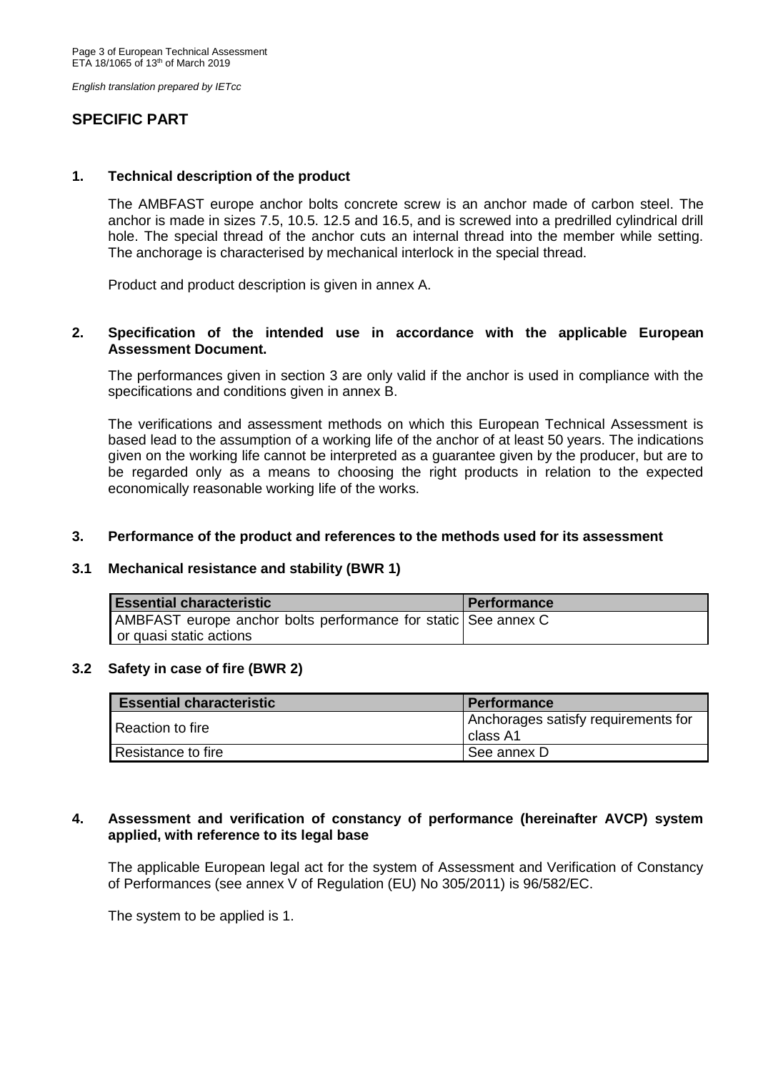*English translation prepared by IETcc*

## SPECIFIC PART

### 1. Technical description of the product

The AMBFAST europe anchor bolts concrete screw is an anchor made of carbon steel. The anchor is made in sizes 7.5, 10.5. 12.5 and 16.5, and is screwed into a predrilled cylindrical drill hole. The special thread of the anchor cuts an internal thread into the member while setting. The anchorage is characterised by mechanical interlock in the special thread.

Product and product description is given in annex A.

### 2. Specification of the intended use in accordance with the applicable European Assessment Document.

The performances given in section 3 are only valid if the anchor is used in compliance with the specifications and conditions given in annex B.

The verifications and assessment methods on which this European Technical Assessment is based lead to the assumption of a working life of the anchor of at least 50 years. The indications given on the working life cannot be interpreted as a guarantee given by the producer, but are to be regarded only as a means to choosing the right products in relation to the expected economically reasonable working life of the works.

### 3. Performance of the product and references to the methods used for its assessment

#### 3.1 Mechanical resistance and stability (BWR 1)

| Essential characteristic | Performance |
|---|---|
| AMBFAST europe anchor bolts performance for static or quasi static actions | See annex C |

#### 3.2 Safety in case of fire (BWR 2)

| Essential characteristic | Performance |
|---|---|
| Reaction to fire | Anchorages satisfy requirements for class A1 |
| Resistance to fire | See annex D |

### 4. Assessment and verification of constancy of performance (hereinafter AVCP) system applied, with reference to its legal base

The applicable European legal act for the system of Assessment and Verification of Constancy of Performances (see annex V of Regulation (EU) No 305/2011) is 96/582/EC.

The system to be applied is 1.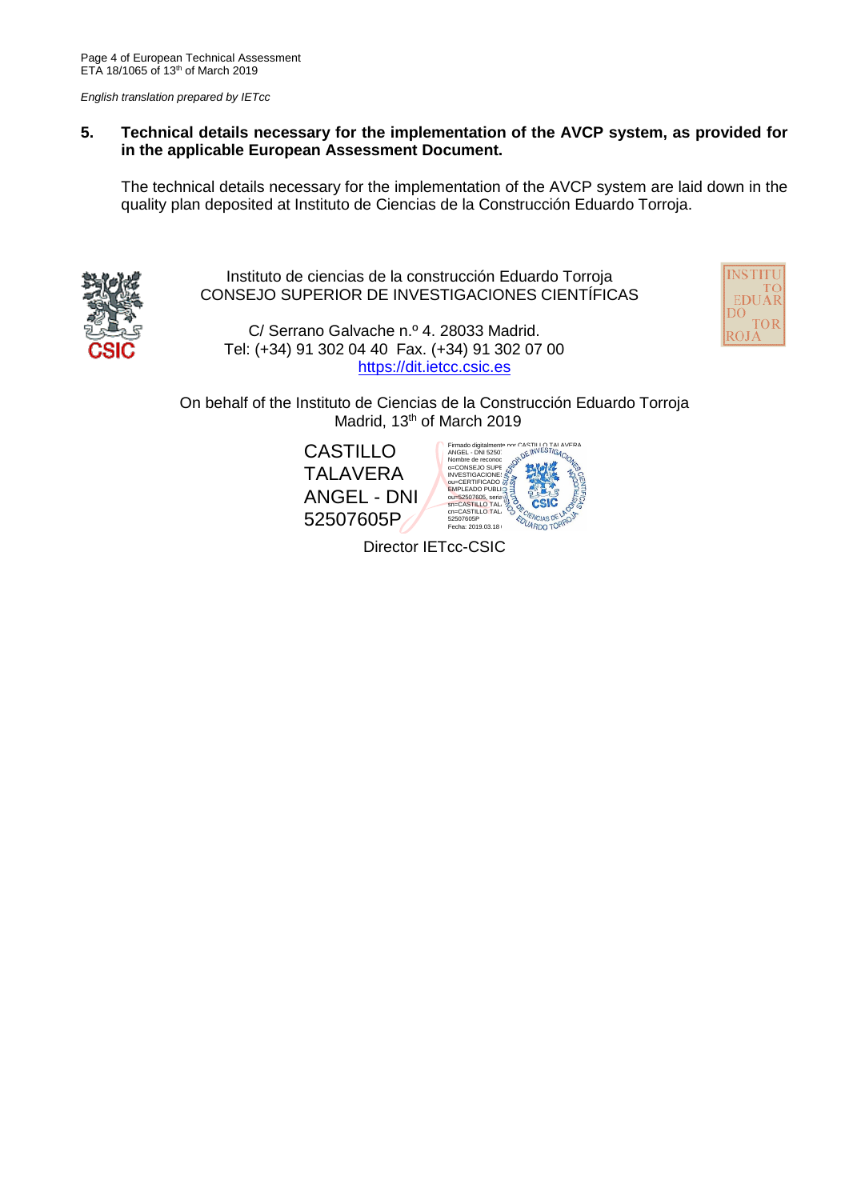*English translation prepared by IETcc*

## 5. Technical details necessary for the implementation of the AVCP system, as provided for in the applicable European Assessment Document.

The technical details necessary for the implementation of the AVCP system are laid down in the quality plan deposited at Instituto de Ciencias de la Construcción Eduardo Torroja.

Instituto de ciencias de la construcción Eduardo Torroja
CONSEJO SUPERIOR DE INVESTIGACIONES CIENTÍFICAS

C/ Serrano Galvache n.º 4. 28033 Madrid.
Tel: (+34) 91 302 04 40 Fax. (+34) 91 302 07 00
https://dit.ietcc.csic.es

On behalf of the Instituto de Ciencias de la Construcción Eduardo Torroja
Madrid, 13th of March 2019

CASTILLO TALAVERA ANGEL - DNI 52507605P

Director IETcc-CSIC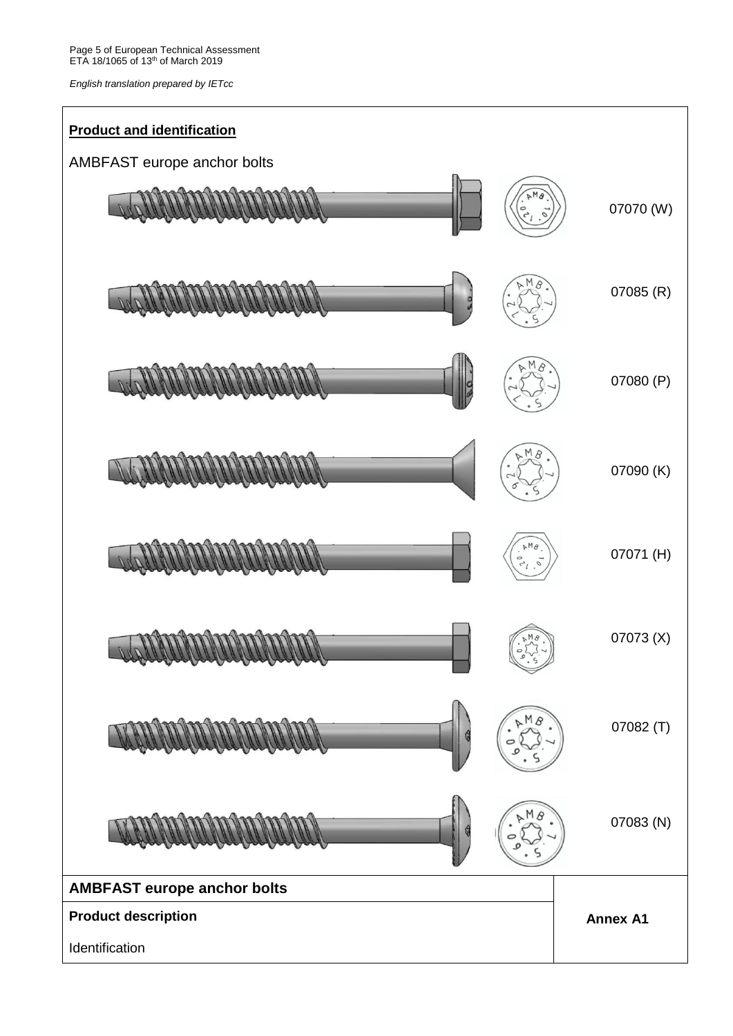**Product and identification**

AMBFAST europe anchor bolts

07070 (W)

07085 (R)

07080 (P)

07090 (K)

07071 (H)

07073 (X)

07082 (T)

07083 (N)

| **AMBFAST europe anchor bolts** | **Annex A1** |
|---|---|
| **Product description** | |
| Identification | |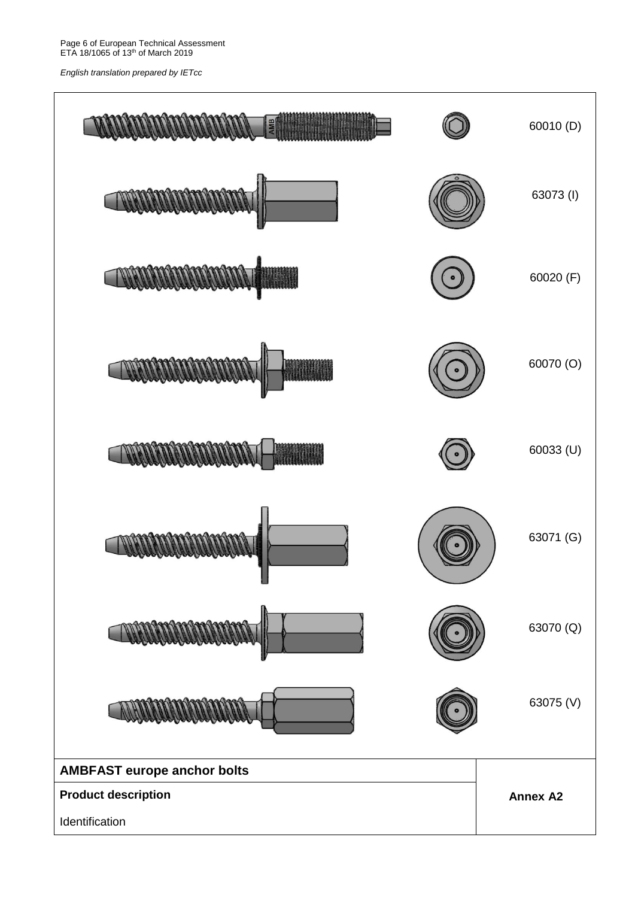*English translation prepared by IETcc*

60010 (D)

63073 (I)

60020 (F)

60070 (O)

60033 (U)

63071 (G)

63070 (Q)

63075 (V)

| **AMBFAST europe anchor bolts** | **Annex A2** |
|---|---|
| **Product description** Identification | |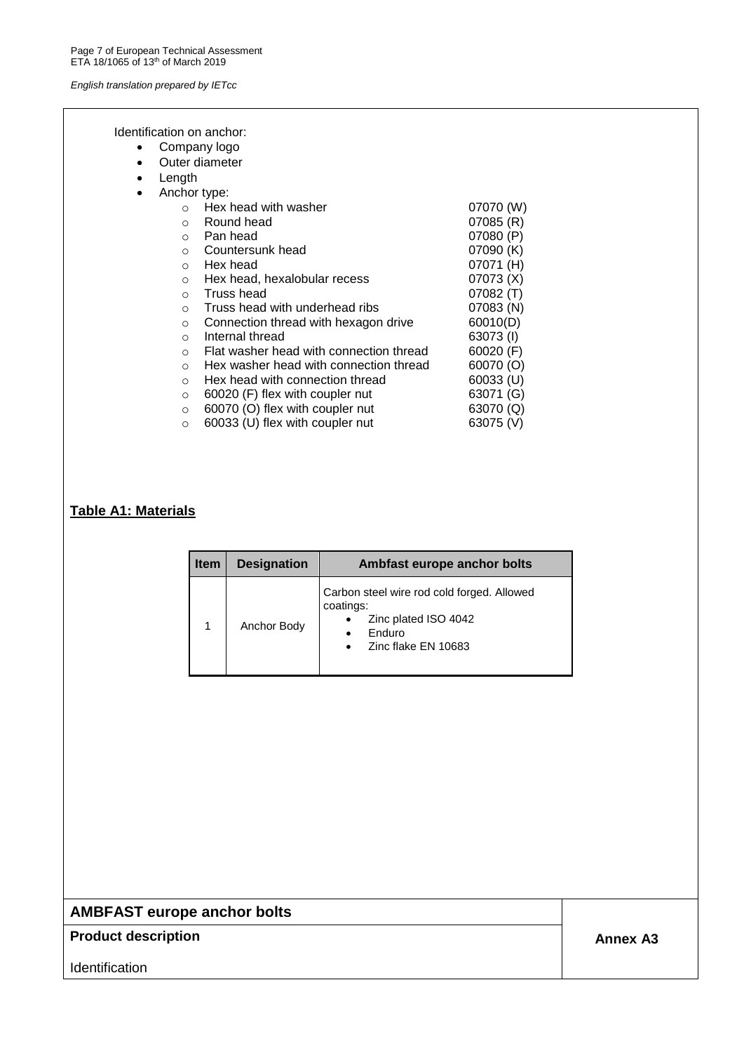Identification on anchor:

- Company logo
- Outer diameter
- Length
- Anchor type:
  - Hex head with washer 07070 (W)
  - Round head 07085 (R)
  - Pan head 07080 (P)
  - Countersunk head 07090 (K)
  - Hex head 07071 (H)
  - Hex head, hexalobular recess 07073 (X)
  - Truss head 07082 (T)
  - Truss head with underhead ribs 07083 (N)
  - Connection thread with hexagon drive 60010(D)
  - Internal thread 63073 (I)
  - Flat washer head with connection thread 60020 (F)
  - Hex washer head with connection thread 60070 (O)
  - Hex head with connection thread 60033 (U)
  - 60020 (F) flex with coupler nut 63071 (G)
  - 60070 (O) flex with coupler nut 63070 (Q)
  - 60033 (U) flex with coupler nut 63075 (V)

**Table A1: Materials**

| Item | Designation | Ambfast europe anchor bolts |
|---|---|---|
| 1 | Anchor Body | Carbon steel wire rod cold forged. Allowed coatings: <br>• Zinc plated ISO 4042 <br>• Enduro <br>• Zinc flake EN 10683 |

| **AMBFAST europe anchor bolts** | |
|---|---|
| **Product description** | **Annex A3** |
| Identification | |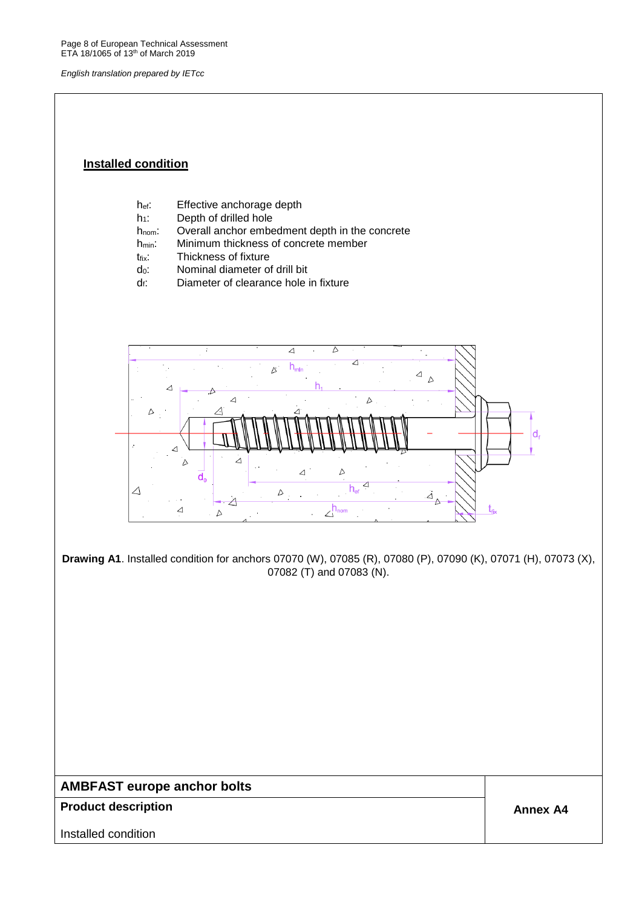## Installed condition

$h_{ef}$: Effective anchorage depth
$h_1$: Depth of drilled hole
$h_{nom}$: Overall anchor embedment depth in the concrete
$h_{min}$: Minimum thickness of concrete member
$t_{fix}$: Thickness of fixture
$d_0$: Nominal diameter of drill bit
$d_f$: Diameter of clearance hole in fixture

**Drawing A1**. Installed condition for anchors 07070 (W), 07085 (R), 07080 (P), 07090 (K), 07071 (H), 07073 (X), 07082 (T) and 07083 (N).

| **AMBFAST europe anchor bolts** | |
|---|---|
| **Product description** | **Annex A4** |
| Installed condition | |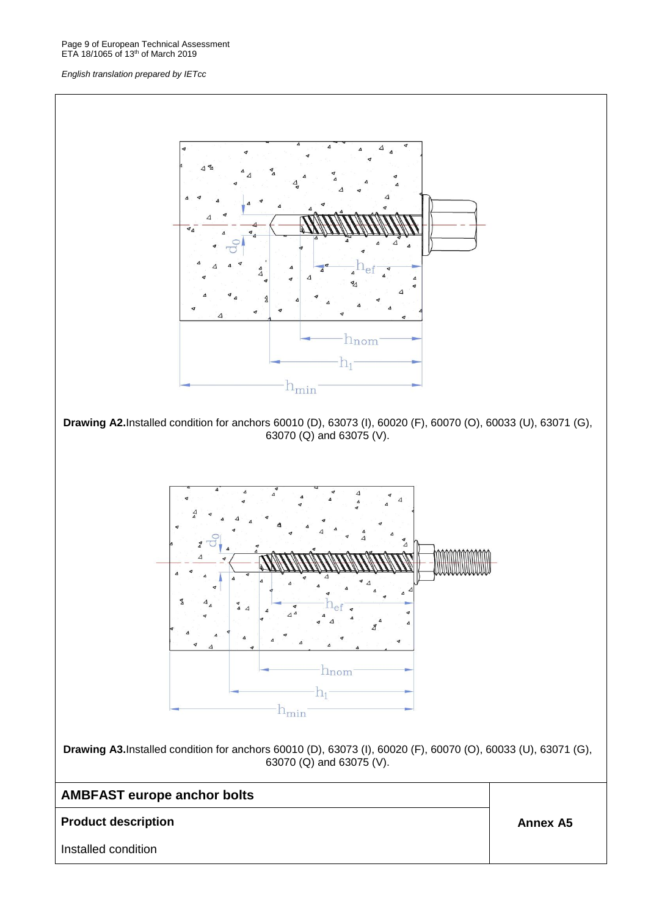**Drawing A2.** Installed condition for anchors 60010 (D), 63073 (I), 60020 (F), 60070 (O), 60033 (U), 63071 (G), 63070 (Q) and 63075 (V).

**Drawing A3.** Installed condition for anchors 60010 (D), 63073 (I), 60020 (F), 60070 (O), 60033 (U), 63071 (G), 63070 (Q) and 63075 (V).

| **AMBFAST europe anchor bolts** | |
|---|---|
| **Product description** | **Annex A5** |
| Installed condition | |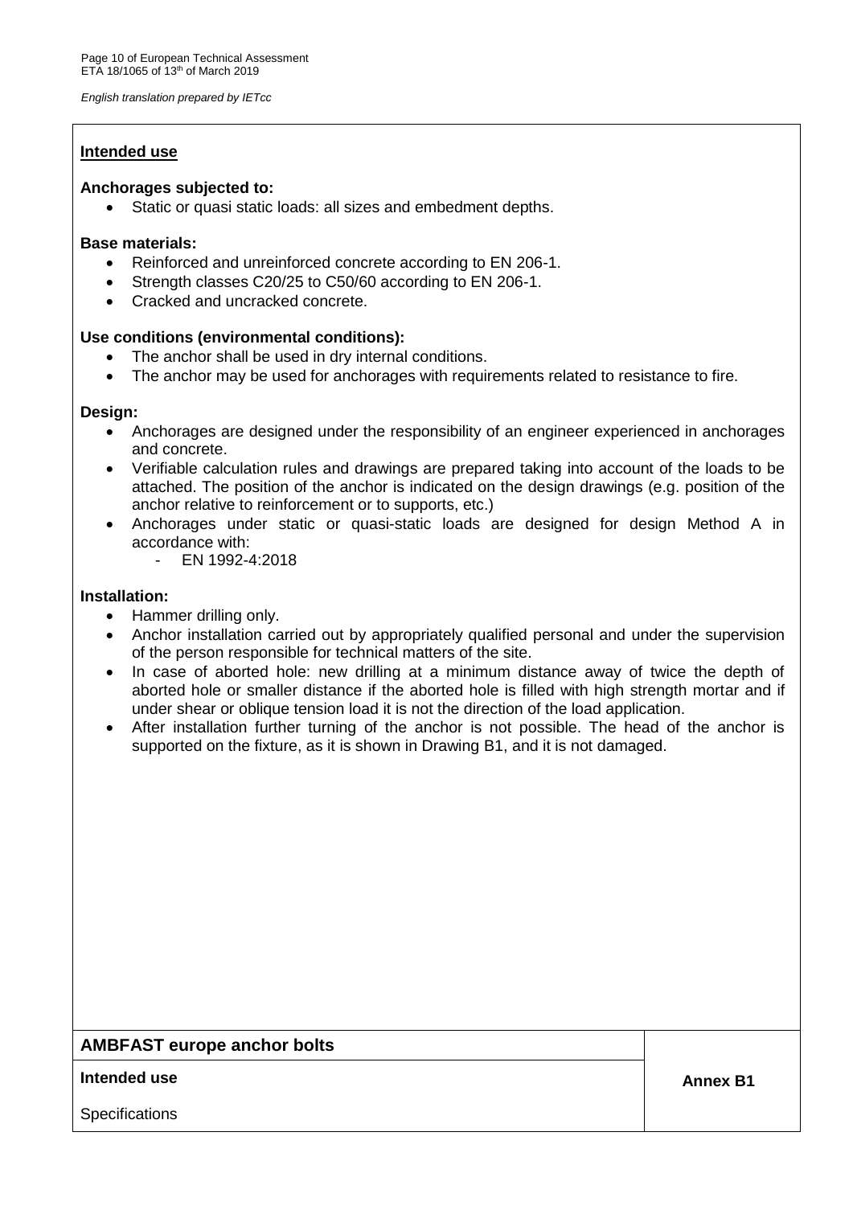## Intended use

**Anchorages subjected to:**

- Static or quasi static loads: all sizes and embedment depths.

**Base materials:**

- Reinforced and unreinforced concrete according to EN 206-1.
- Strength classes C20/25 to C50/60 according to EN 206-1.
- Cracked and uncracked concrete.

**Use conditions (environmental conditions):**

- The anchor shall be used in dry internal conditions.
- The anchor may be used for anchorages with requirements related to resistance to fire.

**Design:**

- Anchorages are designed under the responsibility of an engineer experienced in anchorages and concrete.
- Verifiable calculation rules and drawings are prepared taking into account of the loads to be attached. The position of the anchor is indicated on the design drawings (e.g. position of the anchor relative to reinforcement or to supports, etc.)
- Anchorages under static or quasi-static loads are designed for design Method A in accordance with:
  - EN 1992-4:2018

**Installation:**

- Hammer drilling only.
- Anchor installation carried out by appropriately qualified personal and under the supervision of the person responsible for technical matters of the site.
- In case of aborted hole: new drilling at a minimum distance away of twice the depth of aborted hole or smaller distance if the aborted hole is filled with high strength mortar and if under shear or oblique tension load it is not the direction of the load application.
- After installation further turning of the anchor is not possible. The head of the anchor is supported on the fixture, as it is shown in Drawing B1, and it is not damaged.

| AMBFAST europe anchor bolts | |
|---|---|
| **Intended use** | **Annex B1** |
| Specifications | |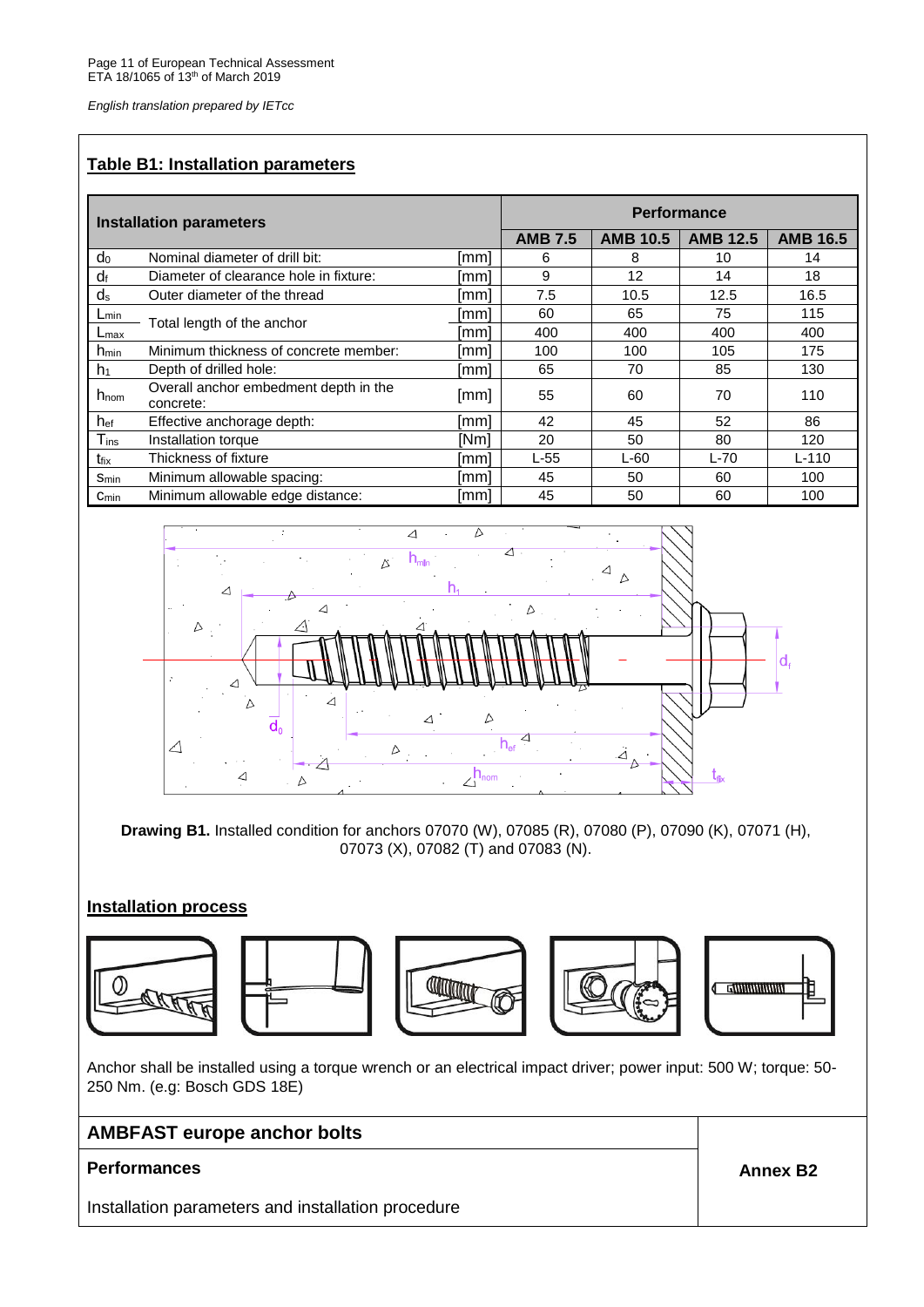## Table B1: Installation parameters

| Installation parameters | | | Performance | | | |
|---|---|---|---|---|---|---|
| | | | AMB 7.5 | AMB 10.5 | AMB 12.5 | AMB 16.5 |
| $d_0$ | Nominal diameter of drill bit: | [mm] | 6 | 8 | 10 | 14 |
| $d_f$ | Diameter of clearance hole in fixture: | [mm] | 9 | 12 | 14 | 18 |
| $d_s$ | Outer diameter of the thread | [mm] | 7.5 | 10.5 | 12.5 | 16.5 |
| $L_{min}$ | Total length of the anchor | [mm] | 60 | 65 | 75 | 115 |
| $L_{max}$ | Total length of the anchor | [mm] | 400 | 400 | 400 | 400 |
| $h_{min}$ | Minimum thickness of concrete member: | [mm] | 100 | 100 | 105 | 175 |
| $h_1$ | Depth of drilled hole: | [mm] | 65 | 70 | 85 | 130 |
| $h_{nom}$ | Overall anchor embedment depth in the concrete: | [mm] | 55 | 60 | 70 | 110 |
| $h_{ef}$ | Effective anchorage depth: | [mm] | 42 | 45 | 52 | 86 |
| $T_{ins}$ | Installation torque | [Nm] | 20 | 50 | 80 | 120 |
| $t_{fix}$ | Thickness of fixture | [mm] | L-55 | L-60 | L-70 | L-110 |
| $s_{min}$ | Minimum allowable spacing: | [mm] | 45 | 50 | 60 | 100 |
| $c_{min}$ | Minimum allowable edge distance: | [mm] | 45 | 50 | 60 | 100 |

**Drawing B1.** Installed condition for anchors 07070 (W), 07085 (R), 07080 (P), 07090 (K), 07071 (H), 07073 (X), 07082 (T) and 07083 (N).

## Installation process

Anchor shall be installed using a torque wrench or an electrical impact driver; power input: 500 W; torque: 50-250 Nm. (e.g: Bosch GDS 18E)

**AMBFAST europe anchor bolts**

**Performances**

Installation parameters and installation procedure

**Annex B2**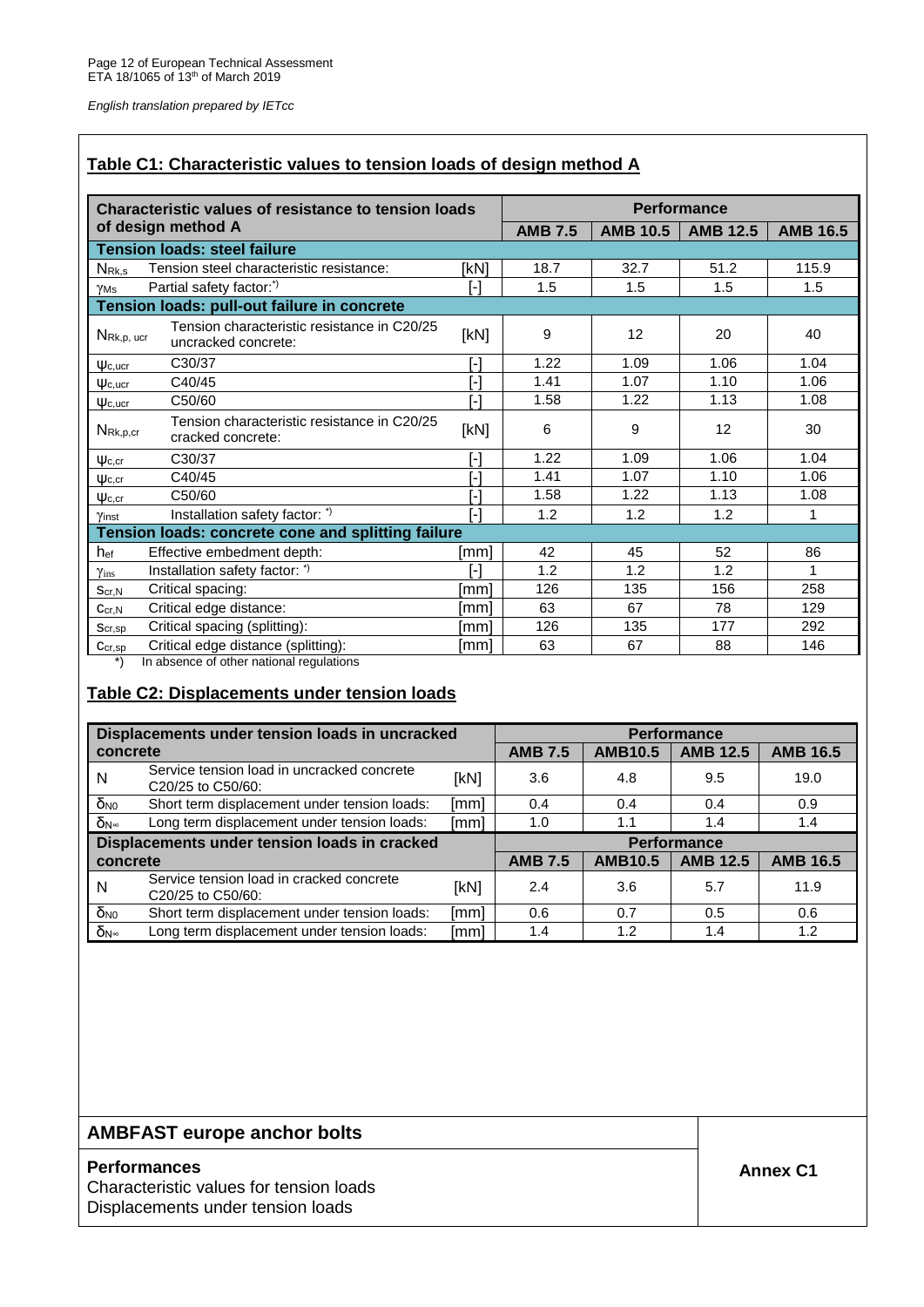*English translation prepared by IETcc*

## Table C1: Characteristic values to tension loads of design method A

| Characteristic values of resistance to tension loads of design method A | | | Performance | | | |
|---|---|---|---|---|---|---|
| | | | AMB 7.5 | AMB 10.5 | AMB 12.5 | AMB 16.5 |
| **Tension loads: steel failure** | | | | | | |
| $N_{Rk,s}$ | Tension steel characteristic resistance: | [kN] | 18.7 | 32.7 | 51.2 | 115.9 |
| $\gamma_{Ms}$ | Partial safety factor:*) | [-] | 1.5 | 1.5 | 1.5 | 1.5 |
| **Tension loads: pull-out failure in concrete** | | | | | | |
| $N_{Rk,p,ucr}$ | Tension characteristic resistance in C20/25 uncracked concrete: | [kN] | 9 | 12 | 20 | 40 |
| $\psi_{c,ucr}$ | C30/37 | [-] | 1.22 | 1.09 | 1.06 | 1.04 |
| $\psi_{c,ucr}$ | C40/45 | [-] | 1.41 | 1.07 | 1.10 | 1.06 |
| $\psi_{c,ucr}$ | C50/60 | [-] | 1.58 | 1.22 | 1.13 | 1.08 |
| $N_{Rk,p,cr}$ | Tension characteristic resistance in C20/25 cracked concrete: | [kN] | 6 | 9 | 12 | 30 |
| $\psi_{c,cr}$ | C30/37 | [-] | 1.22 | 1.09 | 1.06 | 1.04 |
| $\psi_{c,cr}$ | C40/45 | [-] | 1.41 | 1.07 | 1.10 | 1.06 |
| $\psi_{c,cr}$ | C50/60 | [-] | 1.58 | 1.22 | 1.13 | 1.08 |
| $\gamma_{inst}$ | Installation safety factor: *) | [-] | 1.2 | 1.2 | 1.2 | 1 |
| **Tension loads: concrete cone and splitting failure** | | | | | | |
| $h_{ef}$ | Effective embedment depth: | [mm] | 42 | 45 | 52 | 86 |
| $\gamma_{ins}$ | Installation safety factor: *) | [-] | 1.2 | 1.2 | 1.2 | 1 |
| $s_{cr,N}$ | Critical spacing: | [mm] | 126 | 135 | 156 | 258 |
| $c_{cr,N}$ | Critical edge distance: | [mm] | 63 | 67 | 78 | 129 |
| $s_{cr,sp}$ | Critical spacing (splitting): | [mm] | 126 | 135 | 177 | 292 |
| $c_{cr,sp}$ | Critical edge distance (splitting): | [mm] | 63 | 67 | 88 | 146 |

*) In absence of other national regulations

## Table C2: Displacements under tension loads

| Displacements under tension loads in uncracked concrete | | | Performance | | | |
|---|---|---|---|---|---|---|
| | | | AMB 7.5 | AMB10.5 | AMB 12.5 | AMB 16.5 |
| N | Service tension load in uncracked concrete C20/25 to C50/60: | [kN] | 3.6 | 4.8 | 9.5 | 19.0 |
| $\delta_{N0}$ | Short term displacement under tension loads: | [mm] | 0.4 | 0.4 | 0.4 | 0.9 |
| $\delta_{N\infty}$ | Long term displacement under tension loads: | [mm] | 1.0 | 1.1 | 1.4 | 1.4 |
| **Displacements under tension loads in cracked concrete** | | | **Performance** | | | |
| | | | **AMB 7.5** | **AMB10.5** | **AMB 12.5** | **AMB 16.5** |
| N | Service tension load in cracked concrete C20/25 to C50/60: | [kN] | 2.4 | 3.6 | 5.7 | 11.9 |
| $\delta_{N0}$ | Short term displacement under tension loads: | [mm] | 0.6 | 0.7 | 0.5 | 0.6 |
| $\delta_{N\infty}$ | Long term displacement under tension loads: | [mm] | 1.4 | 1.2 | 1.4 | 1.2 |

| **AMBFAST europe anchor bolts** | |
|---|---|
| **Performances**<br>Characteristic values for tension loads<br>Displacements under tension loads | **Annex C1** |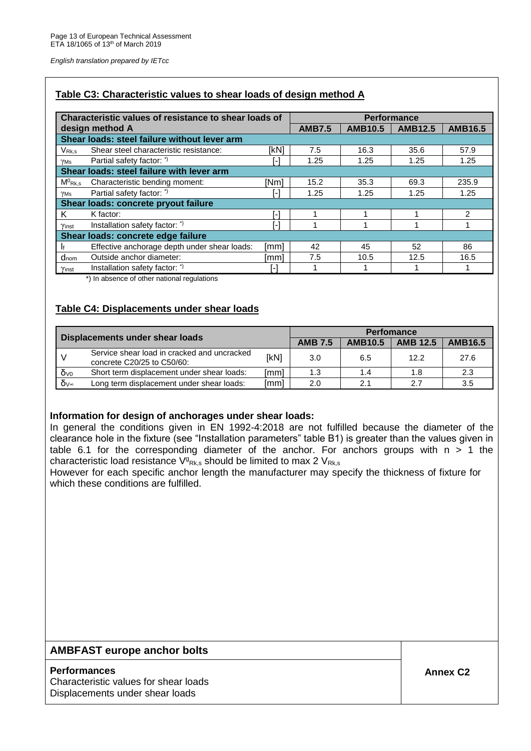*English translation prepared by IETcc*

## Table C3: Characteristic values to shear loads of design method A

| Characteristic values of resistance to shear loads of design method A | | | Performance | | | |
|---|---|---|---|---|---|---|
| | | | AMB7.5 | AMB10.5 | AMB12.5 | AMB16.5 |
| **Shear loads: steel failure without lever arm** | | | | | | |
| $V_{Rk,s}$ | Shear steel characteristic resistance: | [kN] | 7.5 | 16.3 | 35.6 | 57.9 |
| $\gamma_{Ms}$ | Partial safety factor: *) | [-] | 1.25 | 1.25 | 1.25 | 1.25 |
| **Shear loads: steel failure with lever arm** | | | | | | |
| $M^0_{Rk,s}$ | Characteristic bending moment: | [Nm] | 15.2 | 35.3 | 69.3 | 235.9 |
| $\gamma_{Ms}$ | Partial safety factor: *) | [-] | 1.25 | 1.25 | 1.25 | 1.25 |
| **Shear loads: concrete pryout failure** | | | | | | |
| K | K factor: | [-] | 1 | 1 | 1 | 2 |
| $\gamma_{inst}$ | Installation safety factor: *) | [-] | 1 | 1 | 1 | 1 |
| **Shear loads: concrete edge failure** | | | | | | |
| $l_f$ | Effective anchorage depth under shear loads: | [mm] | 42 | 45 | 52 | 86 |
| $d_{nom}$ | Outside anchor diameter: | [mm] | 7.5 | 10.5 | 12.5 | 16.5 |
| $\gamma_{inst}$ | Installation safety factor: *) | [-] | 1 | 1 | 1 | 1 |

*) In absence of other national regulations

## Table C4: Displacements under shear loads

| Displacements under shear loads | | | Perfomance | | | |
|---|---|---|---|---|---|---|
| | | | AMB 7.5 | AMB10.5 | AMB 12.5 | AMB16.5 |
| V | Service shear load in cracked and uncracked concrete C20/25 to C50/60: | [kN] | 3.0 | 6.5 | 12.2 | 27.6 |
| $\delta_{V0}$ | Short term displacement under shear loads: | [mm] | 1.3 | 1.4 | 1.8 | 2.3 |
| $\delta_{V\infty}$ | Long term displacement under shear loads: | [mm] | 2.0 | 2.1 | 2.7 | 3.5 |

**Information for design of anchorages under shear loads:**

In general the conditions given in EN 1992-4:2018 are not fulfilled because the diameter of the clearance hole in the fixture (see "Installation parameters" table B1) is greater than the values given in table 6.1 for the corresponding diameter of the anchor. For anchors groups with $n > 1$ the characteristic load resistance $V^g_{Rk,s}$ should be limited to max 2 $V_{Rk,s}$

However for each specific anchor length the manufacturer may specify the thickness of fixture for which these conditions are fulfilled.

| **AMBFAST europe anchor bolts** | |
|---|---|
| **Performances**<br>Characteristic values for shear loads<br>Displacements under shear loads | **Annex C2** |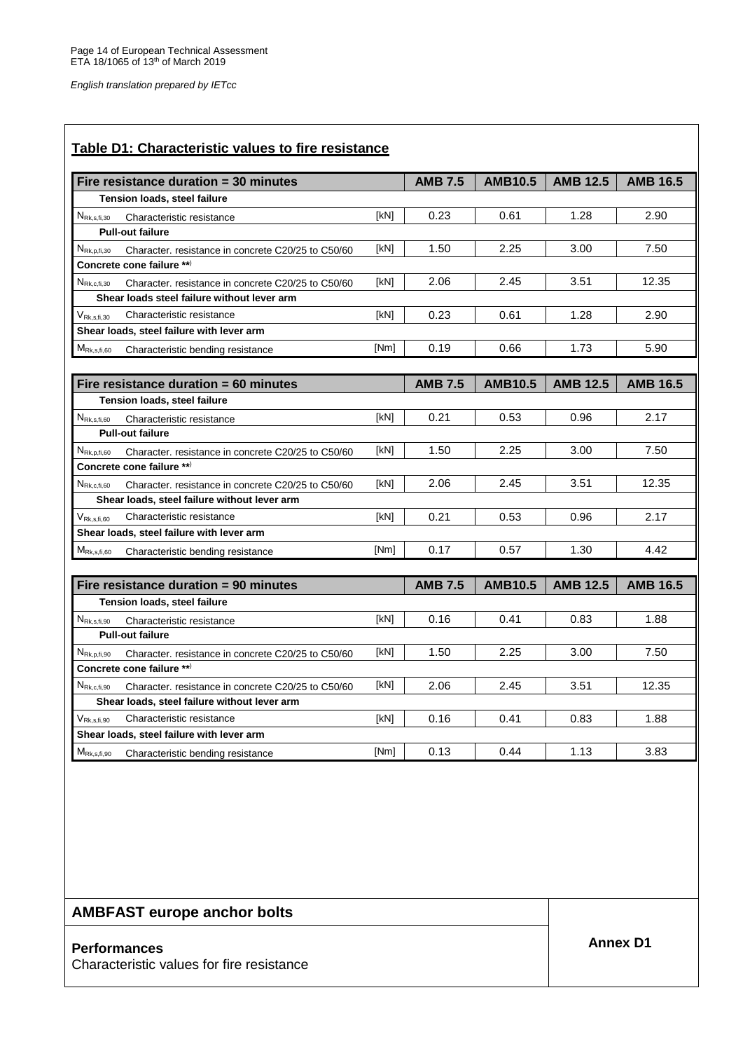*English translation prepared by IETcc*

## Table D1: Characteristic values to fire resistance

| Fire resistance duration = 30 minutes | | | AMB 7.5 | AMB10.5 | AMB 12.5 | AMB 16.5 |
|---|---|---|---|---|---|---|
| **Tension loads, steel failure** | | | | | | |
| $N_{Rk,s,fi,30}$ | Characteristic resistance | [kN] | 0.23 | 0.61 | 1.28 | 2.90 |
| **Pull-out failure** | | | | | | |
| $N_{Rk,p,fi,30}$ | Character. resistance in concrete C20/25 to C50/60 | [kN] | 1.50 | 2.25 | 3.00 | 7.50 |
| **Concrete cone failure \*\*)** | | | | | | |
| $N_{Rk,c,fi,30}$ | Character. resistance in concrete C20/25 to C50/60 | [kN] | 2.06 | 2.45 | 3.51 | 12.35 |
| **Shear loads steel failure without lever arm** | | | | | | |
| $V_{Rk,s,fi,30}$ | Characteristic resistance | [kN] | 0.23 | 0.61 | 1.28 | 2.90 |
| **Shear loads, steel failure with lever arm** | | | | | | |
| $M_{Rk,s,fi,60}$ | Characteristic bending resistance | [Nm] | 0.19 | 0.66 | 1.73 | 5.90 |

| Fire resistance duration = 60 minutes | | | AMB 7.5 | AMB10.5 | AMB 12.5 | AMB 16.5 |
|---|---|---|---|---|---|---|
| **Tension loads, steel failure** | | | | | | |
| $N_{Rk,s,fi,60}$ | Characteristic resistance | [kN] | 0.21 | 0.53 | 0.96 | 2.17 |
| **Pull-out failure** | | | | | | |
| $N_{Rk,p,fi,60}$ | Character. resistance in concrete C20/25 to C50/60 | [kN] | 1.50 | 2.25 | 3.00 | 7.50 |
| **Concrete cone failure \*\*)** | | | | | | |
| $N_{Rk,c,fi,60}$ | Character. resistance in concrete C20/25 to C50/60 | [kN] | 2.06 | 2.45 | 3.51 | 12.35 |
| **Shear loads, steel failure without lever arm** | | | | | | |
| $V_{Rk,s,fi,60}$ | Characteristic resistance | [kN] | 0.21 | 0.53 | 0.96 | 2.17 |
| **Shear loads, steel failure with lever arm** | | | | | | |
| $M_{Rk,s,fi,60}$ | Characteristic bending resistance | [Nm] | 0.17 | 0.57 | 1.30 | 4.42 |

| Fire resistance duration = 90 minutes | | | AMB 7.5 | AMB10.5 | AMB 12.5 | AMB 16.5 |
|---|---|---|---|---|---|---|
| **Tension loads, steel failure** | | | | | | |
| $N_{Rk,s,fi,90}$ | Characteristic resistance | [kN] | 0.16 | 0.41 | 0.83 | 1.88 |
| **Pull-out failure** | | | | | | |
| $N_{Rk,p,fi,90}$ | Character. resistance in concrete C20/25 to C50/60 | [kN] | 1.50 | 2.25 | 3.00 | 7.50 |
| **Concrete cone failure \*\*)** | | | | | | |
| $N_{Rk,c,fi,90}$ | Character. resistance in concrete C20/25 to C50/60 | [kN] | 2.06 | 2.45 | 3.51 | 12.35 |
| **Shear loads, steel failure without lever arm** | | | | | | |
| $V_{Rk,s,fi,90}$ | Characteristic resistance | [kN] | 0.16 | 0.41 | 0.83 | 1.88 |
| **Shear loads, steel failure with lever arm** | | | | | | |
| $M_{Rk,s,fi,90}$ | Characteristic bending resistance | [Nm] | 0.13 | 0.44 | 1.13 | 3.83 |

| **AMBFAST europe anchor bolts** | |
|---|---|
| **Performances**<br>Characteristic values for fire resistance | **Annex D1** |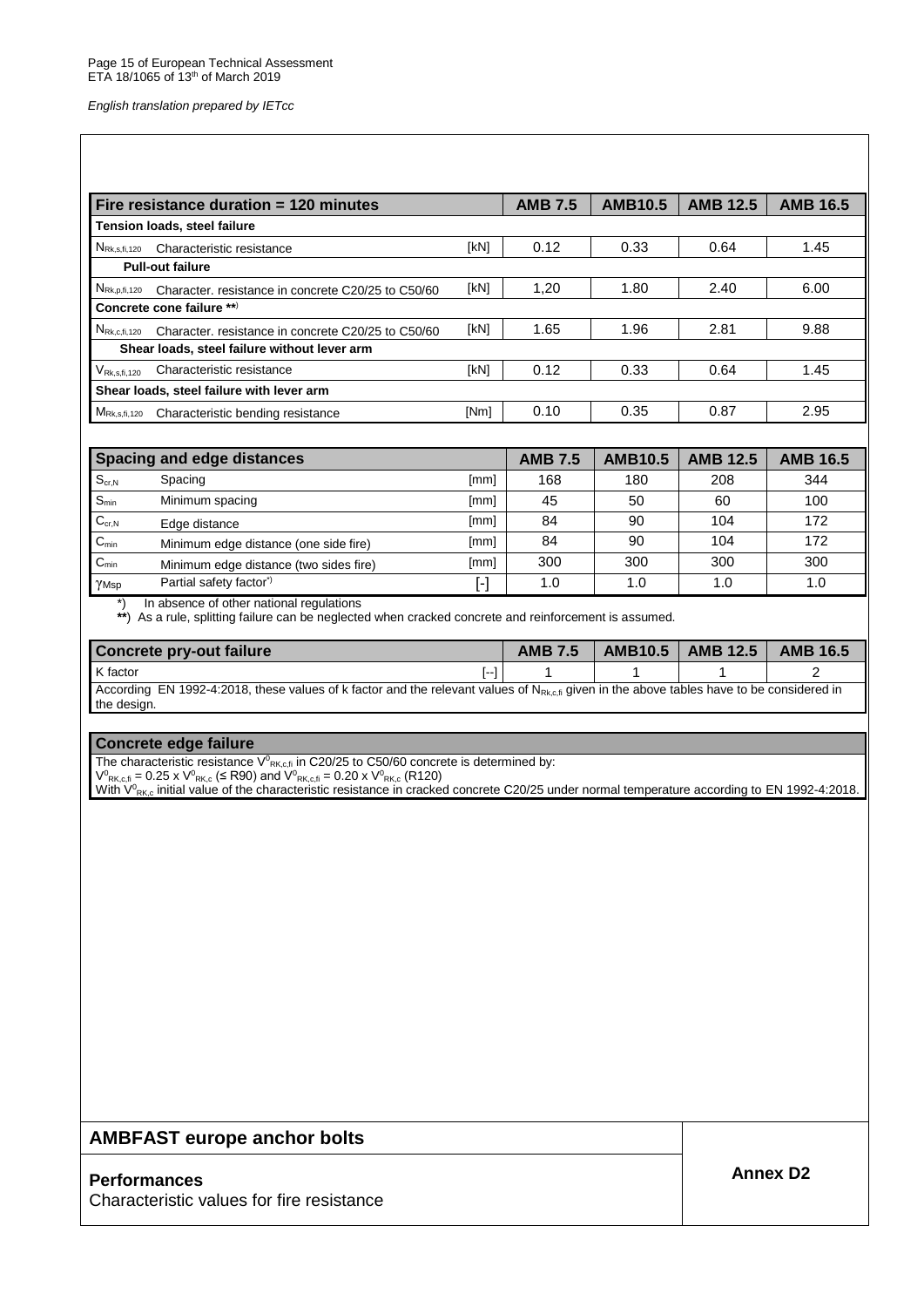*English translation prepared by IETcc*

| Fire resistance duration = 120 minutes | | | AMB 7.5 | AMB10.5 | AMB 12.5 | AMB 16.5 |
|---|---|---|---|---|---|---|
| **Tension loads, steel failure** | | | | | | |
| $N_{Rk,s,fi,120}$ | Characteristic resistance | [kN] | 0.12 | 0.33 | 0.64 | 1.45 |
| **Pull-out failure** | | | | | | |
| $N_{Rk,p,fi,120}$ | Character. resistance in concrete C20/25 to C50/60 | [kN] | 1,20 | 1.80 | 2.40 | 6.00 |
| **Concrete cone failure \*\*)** | | | | | | |
| $N_{Rk,c,fi,120}$ | Character. resistance in concrete C20/25 to C50/60 | [kN] | 1.65 | 1.96 | 2.81 | 9.88 |
| **Shear loads, steel failure without lever arm** | | | | | | |
| $V_{Rk,s,fi,120}$ | Characteristic resistance | [kN] | 0.12 | 0.33 | 0.64 | 1.45 |
| **Shear loads, steel failure with lever arm** | | | | | | |
| $M_{Rk,s,fi,120}$ | Characteristic bending resistance | [Nm] | 0.10 | 0.35 | 0.87 | 2.95 |

| Spacing and edge distances | | | AMB 7.5 | AMB10.5 | AMB 12.5 | AMB 16.5 |
|---|---|---|---|---|---|---|
| $S_{cr,N}$ | Spacing | [mm] | 168 | 180 | 208 | 344 |
| $S_{min}$ | Minimum spacing | [mm] | 45 | 50 | 60 | 100 |
| $C_{cr,N}$ | Edge distance | [mm] | 84 | 90 | 104 | 172 |
| $C_{min}$ | Minimum edge distance (one side fire) | [mm] | 84 | 90 | 104 | 172 |
| $C_{min}$ | Minimum edge distance (two sides fire) | [mm] | 300 | 300 | 300 | 300 |
| $\gamma_{Msp}$ | Partial safety factor*) | [-] | 1.0 | 1.0 | 1.0 | 1.0 |

*) In absence of other national regulations

**) As a rule, splitting failure can be neglected when cracked concrete and reinforcement is assumed.

| Concrete pry-out failure | | AMB 7.5 | AMB10.5 | AMB 12.5 | AMB 16.5 |
|---|---|---|---|---|---|
| K factor | [--] | 1 | 1 | 1 | 2 |

According EN 1992-4:2018, these values of k factor and the relevant values of $N_{Rk,c,fi}$ given in the above tables have to be considered in the design.

**Concrete edge failure**

The characteristic resistance $V^0_{RK,c,fi}$ in C20/25 to C50/60 concrete is determined by:

$V^0_{RK,c,fi} = 0.25 \times V^0_{RK,c}$ (≤ R90) and $V^0_{RK,c,fi} = 0.20 \times V^0_{RK,c}$ (R120)

With $V^0_{RK,c}$ initial value of the characteristic resistance in cracked concrete C20/25 under normal temperature according to EN 1992-4:2018.

**AMBFAST europe anchor bolts**

**Performances**

Characteristic values for fire resistance

**Annex D2**